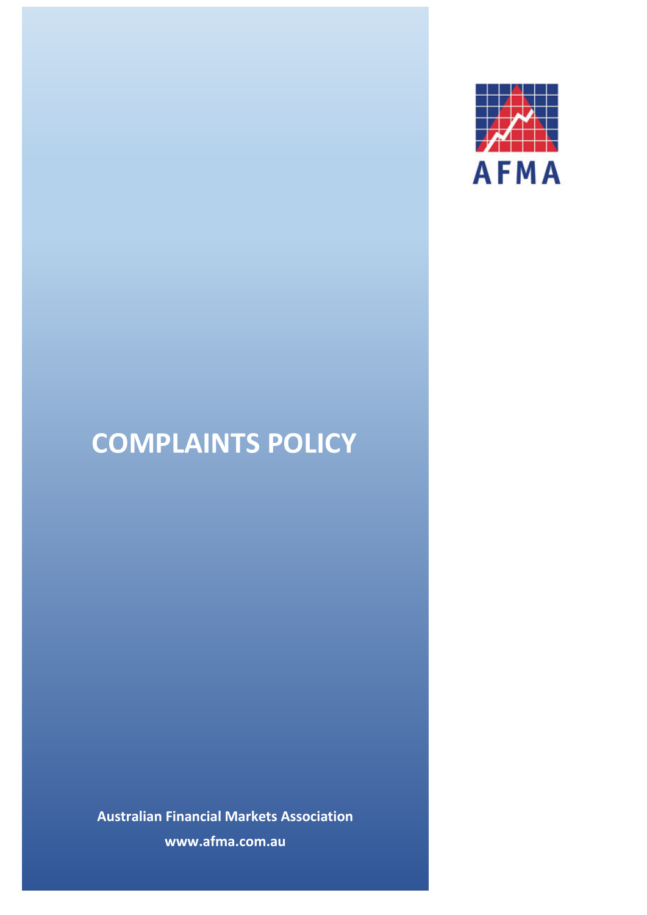AFMA

# COMPLAINTS POLICY

**Australian Financial Markets Association**

**www.afma.com.au**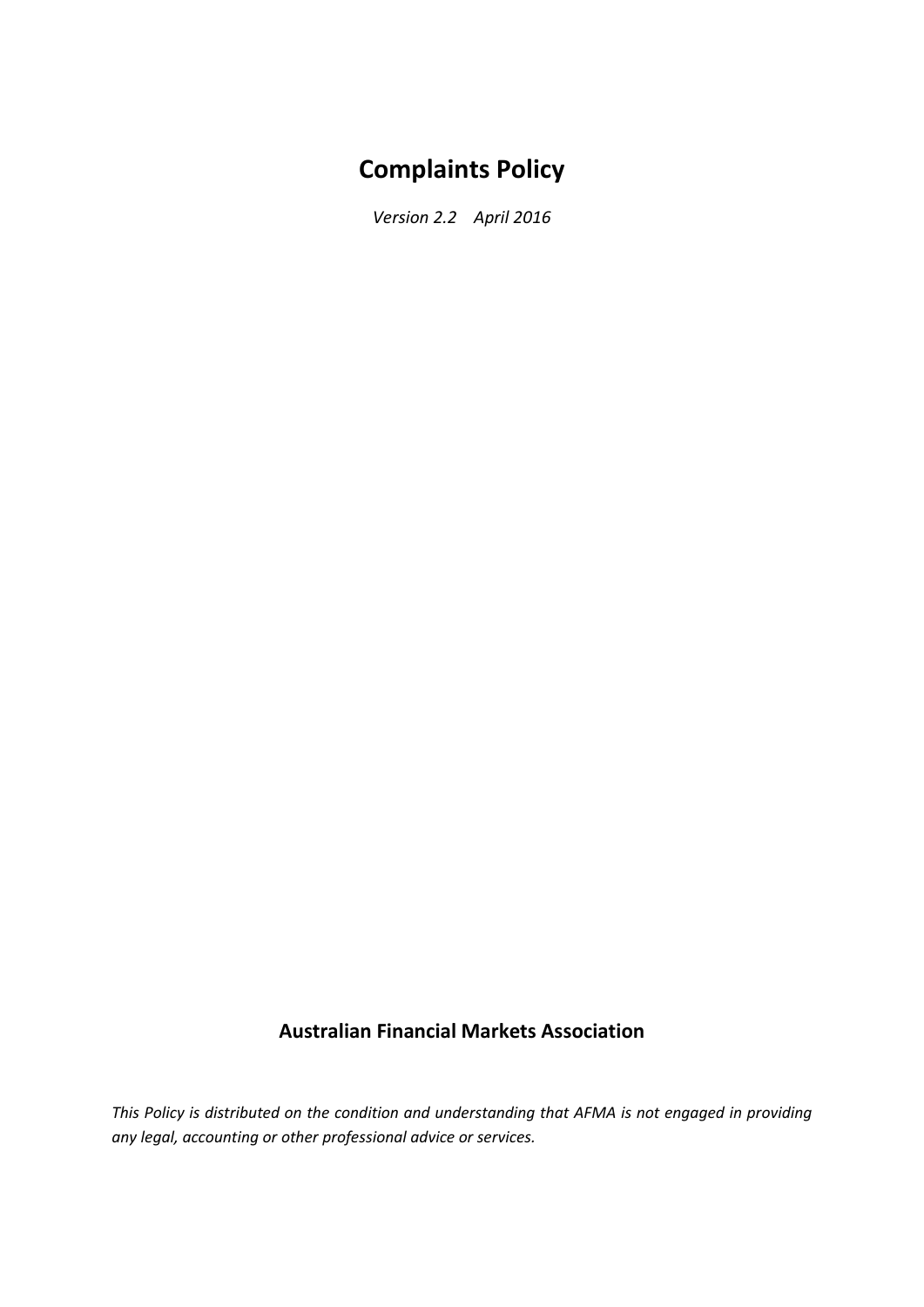# Complaints Policy

*Version 2.2 April 2016*

**Australian Financial Markets Association**

*This Policy is distributed on the condition and understanding that AFMA is not engaged in providing any legal, accounting or other professional advice or services.*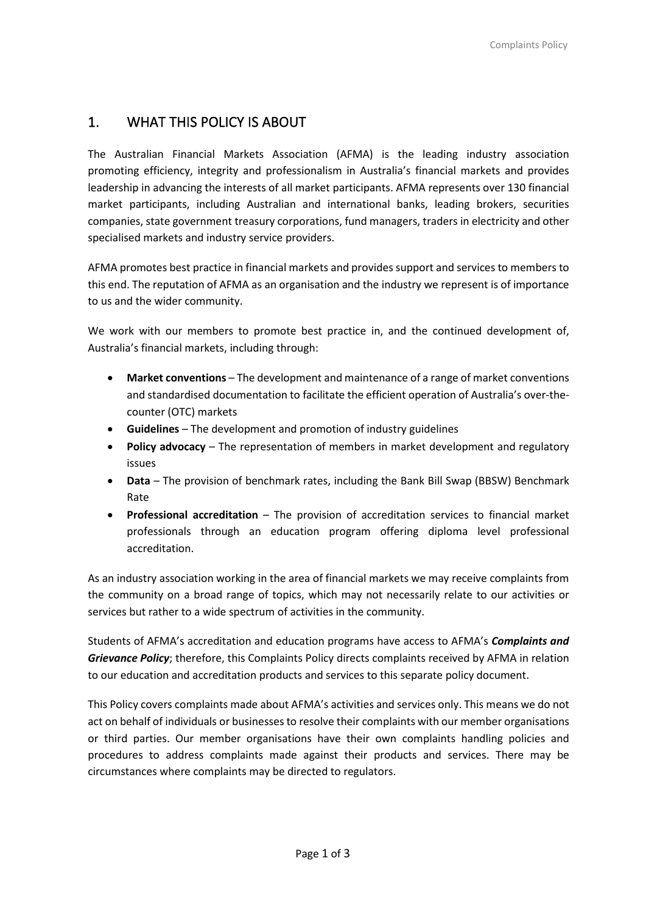## 1. WHAT THIS POLICY IS ABOUT

The Australian Financial Markets Association (AFMA) is the leading industry association promoting efficiency, integrity and professionalism in Australia's financial markets and provides leadership in advancing the interests of all market participants. AFMA represents over 130 financial market participants, including Australian and international banks, leading brokers, securities companies, state government treasury corporations, fund managers, traders in electricity and other specialised markets and industry service providers.

AFMA promotes best practice in financial markets and provides support and services to members to this end. The reputation of AFMA as an organisation and the industry we represent is of importance to us and the wider community.

We work with our members to promote best practice in, and the continued development of, Australia's financial markets, including through:

- **Market conventions** – The development and maintenance of a range of market conventions and standardised documentation to facilitate the efficient operation of Australia's over-the-counter (OTC) markets
- **Guidelines** – The development and promotion of industry guidelines
- **Policy advocacy** – The representation of members in market development and regulatory issues
- **Data** – The provision of benchmark rates, including the Bank Bill Swap (BBSW) Benchmark Rate
- **Professional accreditation** – The provision of accreditation services to financial market professionals through an education program offering diploma level professional accreditation.

As an industry association working in the area of financial markets we may receive complaints from the community on a broad range of topics, which may not necessarily relate to our activities or services but rather to a wide spectrum of activities in the community.

Students of AFMA's accreditation and education programs have access to AFMA's ***Complaints and Grievance Policy***; therefore, this Complaints Policy directs complaints received by AFMA in relation to our education and accreditation products and services to this separate policy document.

This Policy covers complaints made about AFMA's activities and services only. This means we do not act on behalf of individuals or businesses to resolve their complaints with our member organisations or third parties. Our member organisations have their own complaints handling policies and procedures to address complaints made against their products and services. There may be circumstances where complaints may be directed to regulators.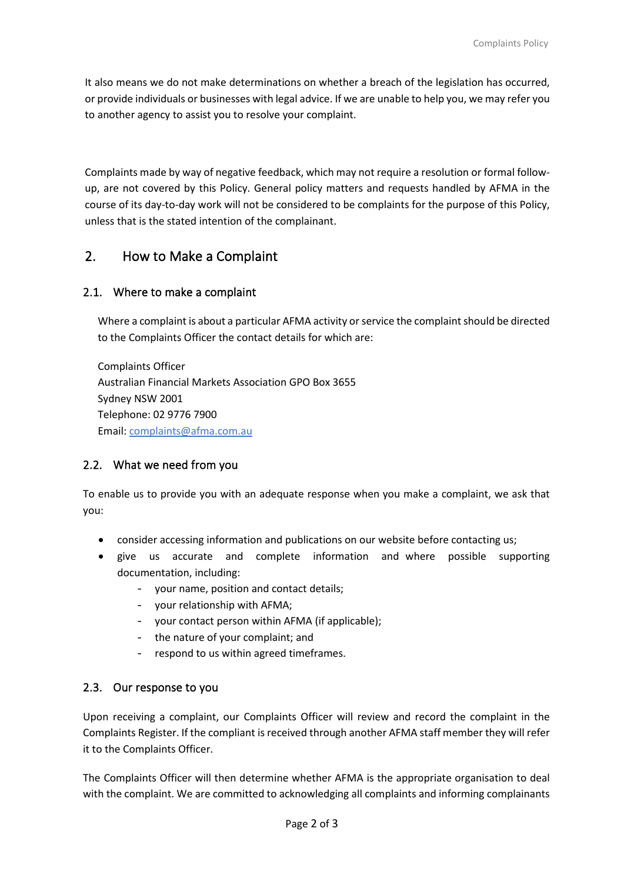It also means we do not make determinations on whether a breach of the legislation has occurred, or provide individuals or businesses with legal advice. If we are unable to help you, we may refer you to another agency to assist you to resolve your complaint.

Complaints made by way of negative feedback, which may not require a resolution or formal follow-up, are not covered by this Policy. General policy matters and requests handled by AFMA in the course of its day-to-day work will not be considered to be complaints for the purpose of this Policy, unless that is the stated intention of the complainant.

## 2. How to Make a Complaint

### 2.1. Where to make a complaint

Where a complaint is about a particular AFMA activity or service the complaint should be directed to the Complaints Officer the contact details for which are:

Complaints Officer
Australian Financial Markets Association GPO Box 3655
Sydney NSW 2001
Telephone: 02 9776 7900
Email: [complaints@afma.com.au](mailto:complaints@afma.com.au)

### 2.2. What we need from you

To enable us to provide you with an adequate response when you make a complaint, we ask that you:

- consider accessing information and publications on our website before contacting us;
- give us accurate and complete information and where possible supporting documentation, including:
  - your name, position and contact details;
  - your relationship with AFMA;
  - your contact person within AFMA (if applicable);
  - the nature of your complaint; and
  - respond to us within agreed timeframes.

### 2.3. Our response to you

Upon receiving a complaint, our Complaints Officer will review and record the complaint in the Complaints Register. If the compliant is received through another AFMA staff member they will refer it to the Complaints Officer.

The Complaints Officer will then determine whether AFMA is the appropriate organisation to deal with the complaint. We are committed to acknowledging all complaints and informing complainants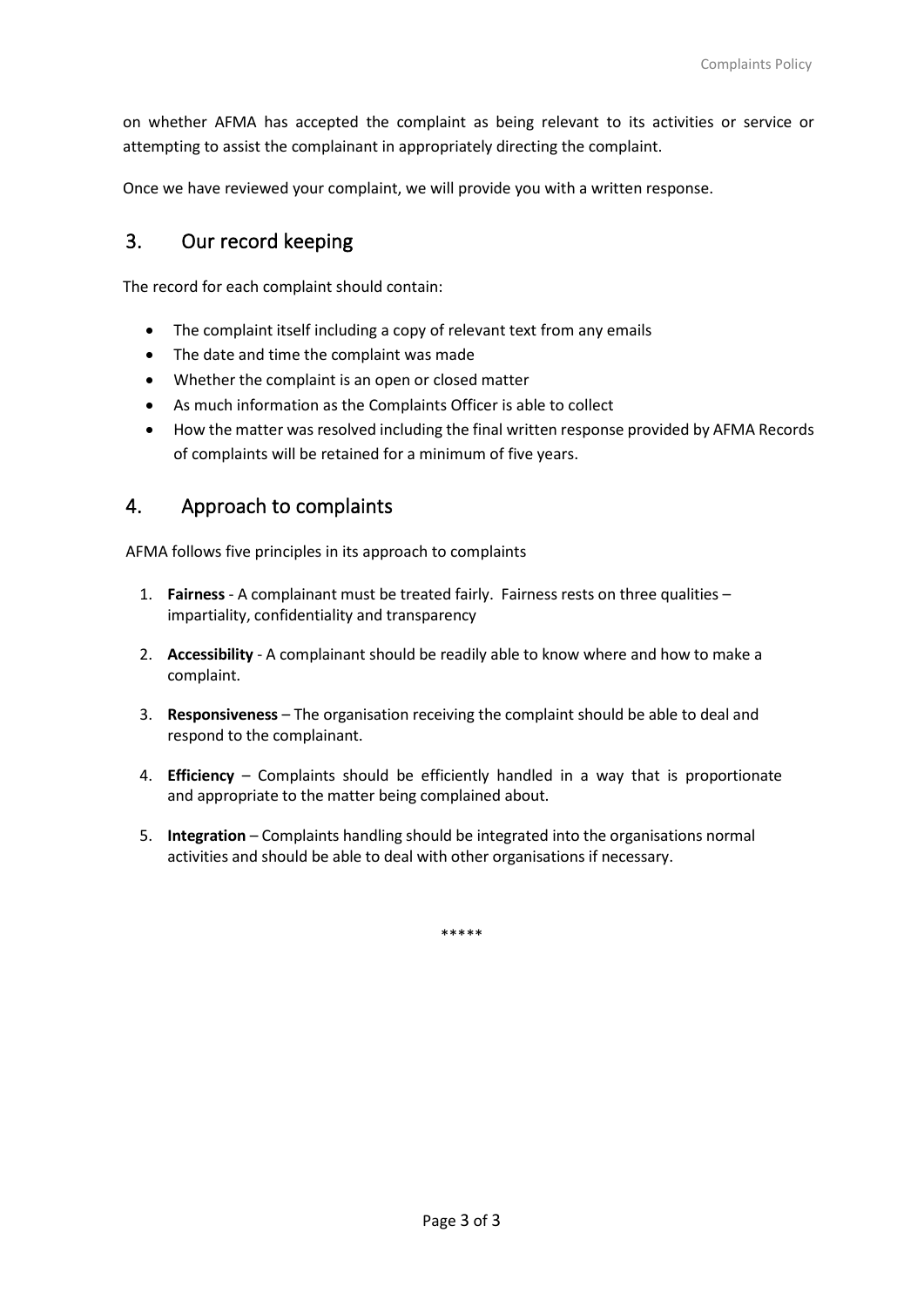on whether AFMA has accepted the complaint as being relevant to its activities or service or attempting to assist the complainant in appropriately directing the complaint.

Once we have reviewed your complaint, we will provide you with a written response.

## 3. Our record keeping

The record for each complaint should contain:

- The complaint itself including a copy of relevant text from any emails
- The date and time the complaint was made
- Whether the complaint is an open or closed matter
- As much information as the Complaints Officer is able to collect
- How the matter was resolved including the final written response provided by AFMA Records of complaints will be retained for a minimum of five years.

## 4. Approach to complaints

AFMA follows five principles in its approach to complaints

1. **Fairness** - A complainant must be treated fairly. Fairness rests on three qualities – impartiality, confidentiality and transparency
2. **Accessibility** - A complainant should be readily able to know where and how to make a complaint.
3. **Responsiveness** – The organisation receiving the complaint should be able to deal and respond to the complainant.
4. **Efficiency** – Complaints should be efficiently handled in a way that is proportionate and appropriate to the matter being complained about.
5. **Integration** – Complaints handling should be integrated into the organisations normal activities and should be able to deal with other organisations if necessary.

*****